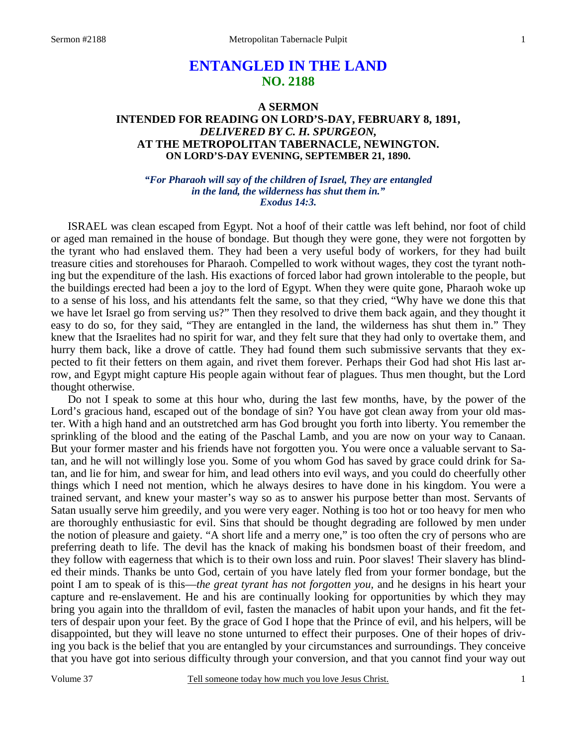# ENTANGLED IN THE LAND
## NO. 2188

### A SERMON
### INTENDED FOR READING ON LORD'S-DAY, FEBRUARY 8, 1891,
### *DELIVERED BY C. H. SPURGEON,*
### AT THE METROPOLITAN TABERNACLE, NEWINGTON.
### ON LORD'S-DAY EVENING, SEPTEMBER 21, 1890.

*"For Pharaoh will say of the children of Israel, They are entangled in the land, the wilderness has shut them in." Exodus 14:3.*

ISRAEL was clean escaped from Egypt. Not a hoof of their cattle was left behind, nor foot of child or aged man remained in the house of bondage. But though they were gone, they were not forgotten by the tyrant who had enslaved them. They had been a very useful body of workers, for they had built treasure cities and storehouses for Pharaoh. Compelled to work without wages, they cost the tyrant nothing but the expenditure of the lash. His exactions of forced labor had grown intolerable to the people, but the buildings erected had been a joy to the lord of Egypt. When they were quite gone, Pharaoh woke up to a sense of his loss, and his attendants felt the same, so that they cried, "Why have we done this that we have let Israel go from serving us?" Then they resolved to drive them back again, and they thought it easy to do so, for they said, "They are entangled in the land, the wilderness has shut them in." They knew that the Israelites had no spirit for war, and they felt sure that they had only to overtake them, and hurry them back, like a drove of cattle. They had found them such submissive servants that they expected to fit their fetters on them again, and rivet them forever. Perhaps their God had shot His last arrow, and Egypt might capture His people again without fear of plagues. Thus men thought, but the Lord thought otherwise.

Do not I speak to some at this hour who, during the last few months, have, by the power of the Lord's gracious hand, escaped out of the bondage of sin? You have got clean away from your old master. With a high hand and an outstretched arm has God brought you forth into liberty. You remember the sprinkling of the blood and the eating of the Paschal Lamb, and you are now on your way to Canaan. But your former master and his friends have not forgotten you. You were once a valuable servant to Satan, and he will not willingly lose you. Some of you whom God has saved by grace could drink for Satan, and lie for him, and swear for him, and lead others into evil ways, and you could do cheerfully other things which I need not mention, which he always desires to have done in his kingdom. You were a trained servant, and knew your master's way so as to answer his purpose better than most. Servants of Satan usually serve him greedily, and you were very eager. Nothing is too hot or too heavy for men who are thoroughly enthusiastic for evil. Sins that should be thought degrading are followed by men under the notion of pleasure and gaiety. "A short life and a merry one," is too often the cry of persons who are preferring death to life. The devil has the knack of making his bondsmen boast of their freedom, and they follow with eagerness that which is to their own loss and ruin. Poor slaves! Their slavery has blinded their minds. Thanks be unto God, certain of you have lately fled from your former bondage, but the point I am to speak of is this—*the great tyrant has not forgotten you,* and he designs in his heart your capture and re-enslavement. He and his are continually looking for opportunities by which they may bring you again into the thralldom of evil, fasten the manacles of habit upon your hands, and fit the fetters of despair upon your feet. By the grace of God I hope that the Prince of evil, and his helpers, will be disappointed, but they will leave no stone unturned to effect their purposes. One of their hopes of driving you back is the belief that you are entangled by your circumstances and surroundings. They conceive that you have got into serious difficulty through your conversion, and that you cannot find your way out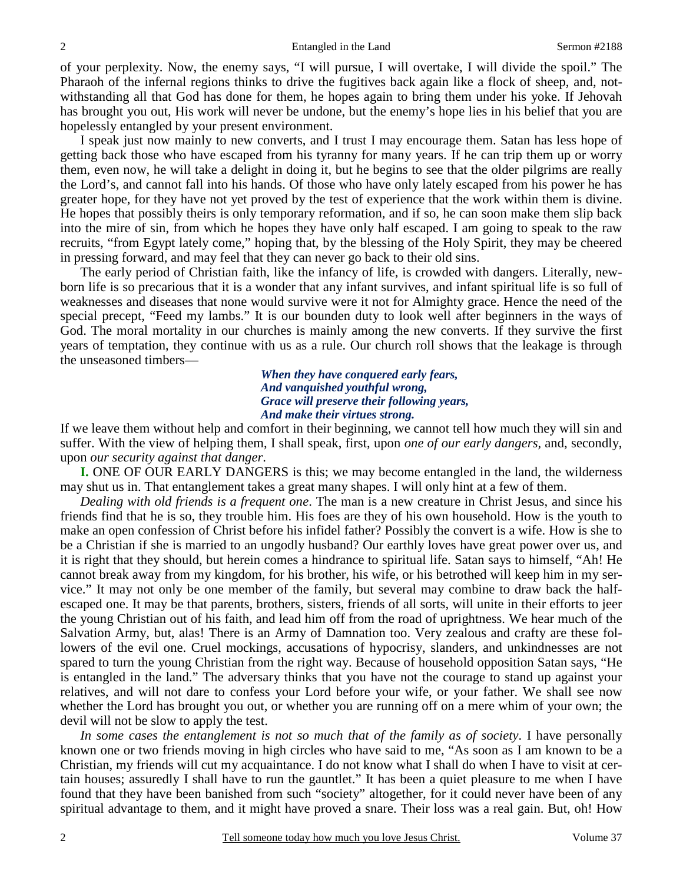of your perplexity. Now, the enemy says, "I will pursue, I will overtake, I will divide the spoil." The Pharaoh of the infernal regions thinks to drive the fugitives back again like a flock of sheep, and, notwithstanding all that God has done for them, he hopes again to bring them under his yoke. If Jehovah has brought you out, His work will never be undone, but the enemy's hope lies in his belief that you are hopelessly entangled by your present environment.

I speak just now mainly to new converts, and I trust I may encourage them. Satan has less hope of getting back those who have escaped from his tyranny for many years. If he can trip them up or worry them, even now, he will take a delight in doing it, but he begins to see that the older pilgrims are really the Lord's, and cannot fall into his hands. Of those who have only lately escaped from his power he has greater hope, for they have not yet proved by the test of experience that the work within them is divine. He hopes that possibly theirs is only temporary reformation, and if so, he can soon make them slip back into the mire of sin, from which he hopes they have only half escaped. I am going to speak to the raw recruits, "from Egypt lately come," hoping that, by the blessing of the Holy Spirit, they may be cheered in pressing forward, and may feel that they can never go back to their old sins.

The early period of Christian faith, like the infancy of life, is crowded with dangers. Literally, newborn life is so precarious that it is a wonder that any infant survives, and infant spiritual life is so full of weaknesses and diseases that none would survive were it not for Almighty grace. Hence the need of the special precept, "Feed my lambs." It is our bounden duty to look well after beginners in the ways of God. The moral mortality in our churches is mainly among the new converts. If they survive the first years of temptation, they continue with us as a rule. Our church roll shows that the leakage is through the unseasoned timbers—

> *When they have conquered early fears,*
> *And vanquished youthful wrong,*
> *Grace will preserve their following years,*
> *And make their virtues strong.*

If we leave them without help and comfort in their beginning, we cannot tell how much they will sin and suffer. With the view of helping them, I shall speak, first, upon *one of our early dangers,* and, secondly, upon *our security against that danger*.

**I.** ONE OF OUR EARLY DANGERS is this; we may become entangled in the land, the wilderness may shut us in. That entanglement takes a great many shapes. I will only hint at a few of them.

*Dealing with old friends is a frequent one*. The man is a new creature in Christ Jesus, and since his friends find that he is so, they trouble him. His foes are they of his own household. How is the youth to make an open confession of Christ before his infidel father? Possibly the convert is a wife. How is she to be a Christian if she is married to an ungodly husband? Our earthly loves have great power over us, and it is right that they should, but herein comes a hindrance to spiritual life. Satan says to himself, "Ah! He cannot break away from my kingdom, for his brother, his wife, or his betrothed will keep him in my service." It may not only be one member of the family, but several may combine to draw back the half-escaped one. It may be that parents, brothers, sisters, friends of all sorts, will unite in their efforts to jeer the young Christian out of his faith, and lead him off from the road of uprightness. We hear much of the Salvation Army, but, alas! There is an Army of Damnation too. Very zealous and crafty are these followers of the evil one. Cruel mockings, accusations of hypocrisy, slanders, and unkindnesses are not spared to turn the young Christian from the right way. Because of household opposition Satan says, "He is entangled in the land." The adversary thinks that you have not the courage to stand up against your relatives, and will not dare to confess your Lord before your wife, or your father. We shall see now whether the Lord has brought you out, or whether you are running off on a mere whim of your own; the devil will not be slow to apply the test.

*In some cases the entanglement is not so much that of the family as of society*. I have personally known one or two friends moving in high circles who have said to me, "As soon as I am known to be a Christian, my friends will cut my acquaintance. I do not know what I shall do when I have to visit at certain houses; assuredly I shall have to run the gauntlet." It has been a quiet pleasure to me when I have found that they have been banished from such "society" altogether, for it could never have been of any spiritual advantage to them, and it might have proved a snare. Their loss was a real gain. But, oh! How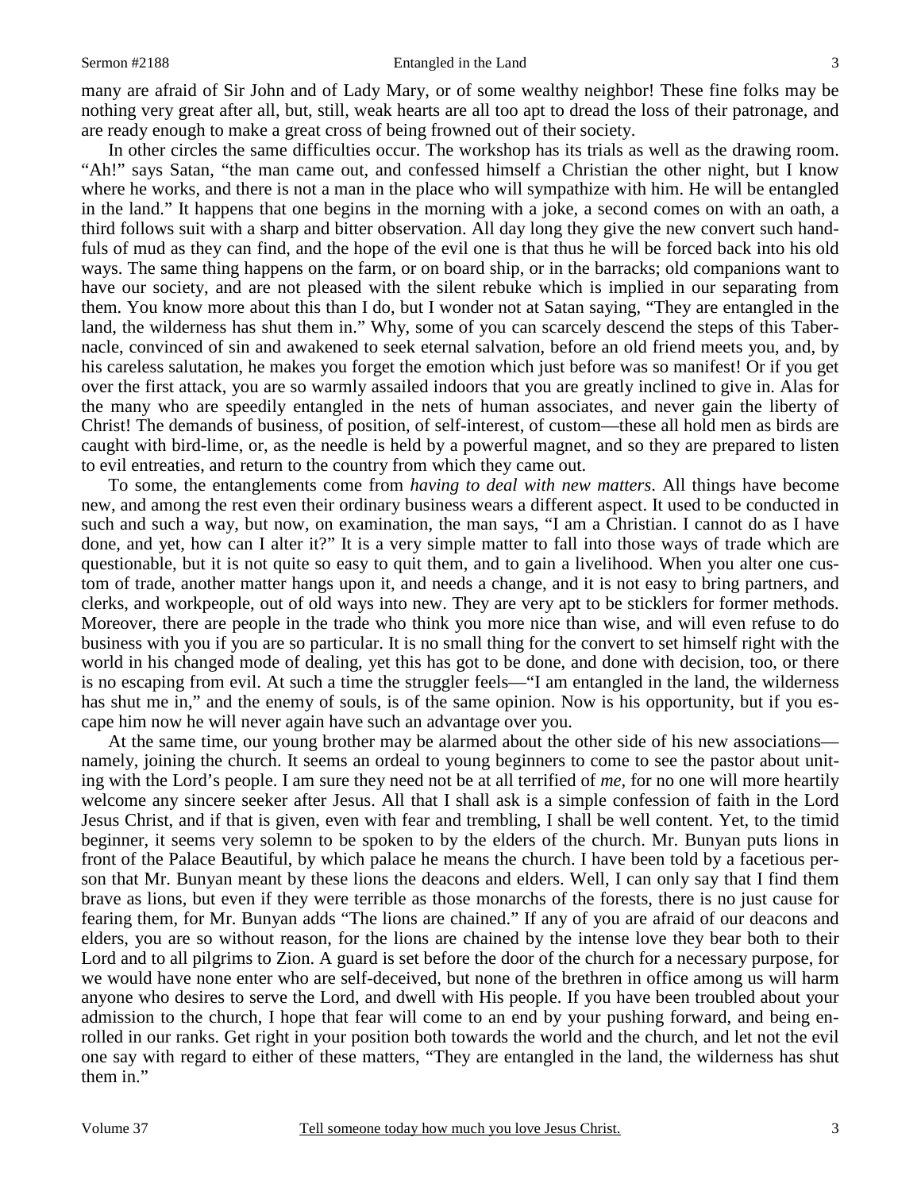many are afraid of Sir John and of Lady Mary, or of some wealthy neighbor! These fine folks may be nothing very great after all, but, still, weak hearts are all too apt to dread the loss of their patronage, and are ready enough to make a great cross of being frowned out of their society.

In other circles the same difficulties occur. The workshop has its trials as well as the drawing room. "Ah!" says Satan, "the man came out, and confessed himself a Christian the other night, but I know where he works, and there is not a man in the place who will sympathize with him. He will be entangled in the land." It happens that one begins in the morning with a joke, a second comes on with an oath, a third follows suit with a sharp and bitter observation. All day long they give the new convert such handfuls of mud as they can find, and the hope of the evil one is that thus he will be forced back into his old ways. The same thing happens on the farm, or on board ship, or in the barracks; old companions want to have our society, and are not pleased with the silent rebuke which is implied in our separating from them. You know more about this than I do, but I wonder not at Satan saying, "They are entangled in the land, the wilderness has shut them in." Why, some of you can scarcely descend the steps of this Tabernacle, convinced of sin and awakened to seek eternal salvation, before an old friend meets you, and, by his careless salutation, he makes you forget the emotion which just before was so manifest! Or if you get over the first attack, you are so warmly assailed indoors that you are greatly inclined to give in. Alas for the many who are speedily entangled in the nets of human associates, and never gain the liberty of Christ! The demands of business, of position, of self-interest, of custom—these all hold men as birds are caught with bird-lime, or, as the needle is held by a powerful magnet, and so they are prepared to listen to evil entreaties, and return to the country from which they came out.

To some, the entanglements come from *having to deal with new matters*. All things have become new, and among the rest even their ordinary business wears a different aspect. It used to be conducted in such and such a way, but now, on examination, the man says, "I am a Christian. I cannot do as I have done, and yet, how can I alter it?" It is a very simple matter to fall into those ways of trade which are questionable, but it is not quite so easy to quit them, and to gain a livelihood. When you alter one custom of trade, another matter hangs upon it, and needs a change, and it is not easy to bring partners, and clerks, and workpeople, out of old ways into new. They are very apt to be sticklers for former methods. Moreover, there are people in the trade who think you more nice than wise, and will even refuse to do business with you if you are so particular. It is no small thing for the convert to set himself right with the world in his changed mode of dealing, yet this has got to be done, and done with decision, too, or there is no escaping from evil. At such a time the struggler feels—"I am entangled in the land, the wilderness has shut me in," and the enemy of souls, is of the same opinion. Now is his opportunity, but if you escape him now he will never again have such an advantage over you.

At the same time, our young brother may be alarmed about the other side of his new associations—namely, joining the church. It seems an ordeal to young beginners to come to see the pastor about uniting with the Lord's people. I am sure they need not be at all terrified of *me*, for no one will more heartily welcome any sincere seeker after Jesus. All that I shall ask is a simple confession of faith in the Lord Jesus Christ, and if that is given, even with fear and trembling, I shall be well content. Yet, to the timid beginner, it seems very solemn to be spoken to by the elders of the church. Mr. Bunyan puts lions in front of the Palace Beautiful, by which palace he means the church. I have been told by a facetious person that Mr. Bunyan meant by these lions the deacons and elders. Well, I can only say that I find them brave as lions, but even if they were terrible as those monarchs of the forests, there is no just cause for fearing them, for Mr. Bunyan adds "The lions are chained." If any of you are afraid of our deacons and elders, you are so without reason, for the lions are chained by the intense love they bear both to their Lord and to all pilgrims to Zion. A guard is set before the door of the church for a necessary purpose, for we would have none enter who are self-deceived, but none of the brethren in office among us will harm anyone who desires to serve the Lord, and dwell with His people. If you have been troubled about your admission to the church, I hope that fear will come to an end by your pushing forward, and being enrolled in our ranks. Get right in your position both towards the world and the church, and let not the evil one say with regard to either of these matters, "They are entangled in the land, the wilderness has shut them in."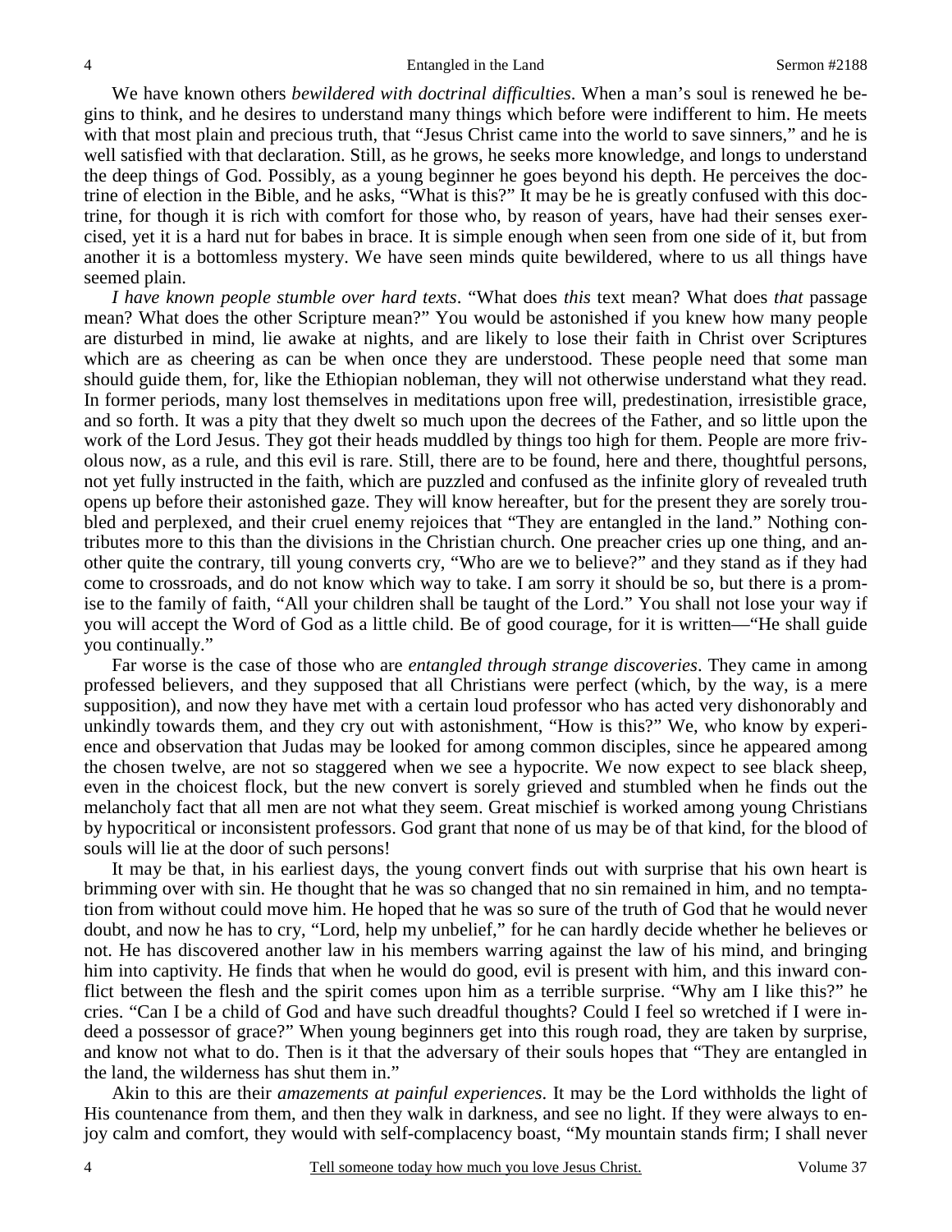We have known others *bewildered with doctrinal difficulties*. When a man's soul is renewed he begins to think, and he desires to understand many things which before were indifferent to him. He meets with that most plain and precious truth, that "Jesus Christ came into the world to save sinners," and he is well satisfied with that declaration. Still, as he grows, he seeks more knowledge, and longs to understand the deep things of God. Possibly, as a young beginner he goes beyond his depth. He perceives the doctrine of election in the Bible, and he asks, "What is this?" It may be he is greatly confused with this doctrine, for though it is rich with comfort for those who, by reason of years, have had their senses exercised, yet it is a hard nut for babes in brace. It is simple enough when seen from one side of it, but from another it is a bottomless mystery. We have seen minds quite bewildered, where to us all things have seemed plain.

*I have known people stumble over hard texts*. "What does *this* text mean? What does *that* passage mean? What does the other Scripture mean?" You would be astonished if you knew how many people are disturbed in mind, lie awake at nights, and are likely to lose their faith in Christ over Scriptures which are as cheering as can be when once they are understood. These people need that some man should guide them, for, like the Ethiopian nobleman, they will not otherwise understand what they read. In former periods, many lost themselves in meditations upon free will, predestination, irresistible grace, and so forth. It was a pity that they dwelt so much upon the decrees of the Father, and so little upon the work of the Lord Jesus. They got their heads muddled by things too high for them. People are more frivolous now, as a rule, and this evil is rare. Still, there are to be found, here and there, thoughtful persons, not yet fully instructed in the faith, which are puzzled and confused as the infinite glory of revealed truth opens up before their astonished gaze. They will know hereafter, but for the present they are sorely troubled and perplexed, and their cruel enemy rejoices that "They are entangled in the land." Nothing contributes more to this than the divisions in the Christian church. One preacher cries up one thing, and another quite the contrary, till young converts cry, "Who are we to believe?" and they stand as if they had come to crossroads, and do not know which way to take. I am sorry it should be so, but there is a promise to the family of faith, "All your children shall be taught of the Lord." You shall not lose your way if you will accept the Word of God as a little child. Be of good courage, for it is written—"He shall guide you continually."

Far worse is the case of those who are *entangled through strange discoveries*. They came in among professed believers, and they supposed that all Christians were perfect (which, by the way, is a mere supposition), and now they have met with a certain loud professor who has acted very dishonorably and unkindly towards them, and they cry out with astonishment, "How is this?" We, who know by experience and observation that Judas may be looked for among common disciples, since he appeared among the chosen twelve, are not so staggered when we see a hypocrite. We now expect to see black sheep, even in the choicest flock, but the new convert is sorely grieved and stumbled when he finds out the melancholy fact that all men are not what they seem. Great mischief is worked among young Christians by hypocritical or inconsistent professors. God grant that none of us may be of that kind, for the blood of souls will lie at the door of such persons!

It may be that, in his earliest days, the young convert finds out with surprise that his own heart is brimming over with sin. He thought that he was so changed that no sin remained in him, and no temptation from without could move him. He hoped that he was so sure of the truth of God that he would never doubt, and now he has to cry, "Lord, help my unbelief," for he can hardly decide whether he believes or not. He has discovered another law in his members warring against the law of his mind, and bringing him into captivity. He finds that when he would do good, evil is present with him, and this inward conflict between the flesh and the spirit comes upon him as a terrible surprise. "Why am I like this?" he cries. "Can I be a child of God and have such dreadful thoughts? Could I feel so wretched if I were indeed a possessor of grace?" When young beginners get into this rough road, they are taken by surprise, and know not what to do. Then is it that the adversary of their souls hopes that "They are entangled in the land, the wilderness has shut them in."

Akin to this are their *amazements at painful experiences*. It may be the Lord withholds the light of His countenance from them, and then they walk in darkness, and see no light. If they were always to enjoy calm and comfort, they would with self-complacency boast, "My mountain stands firm; I shall never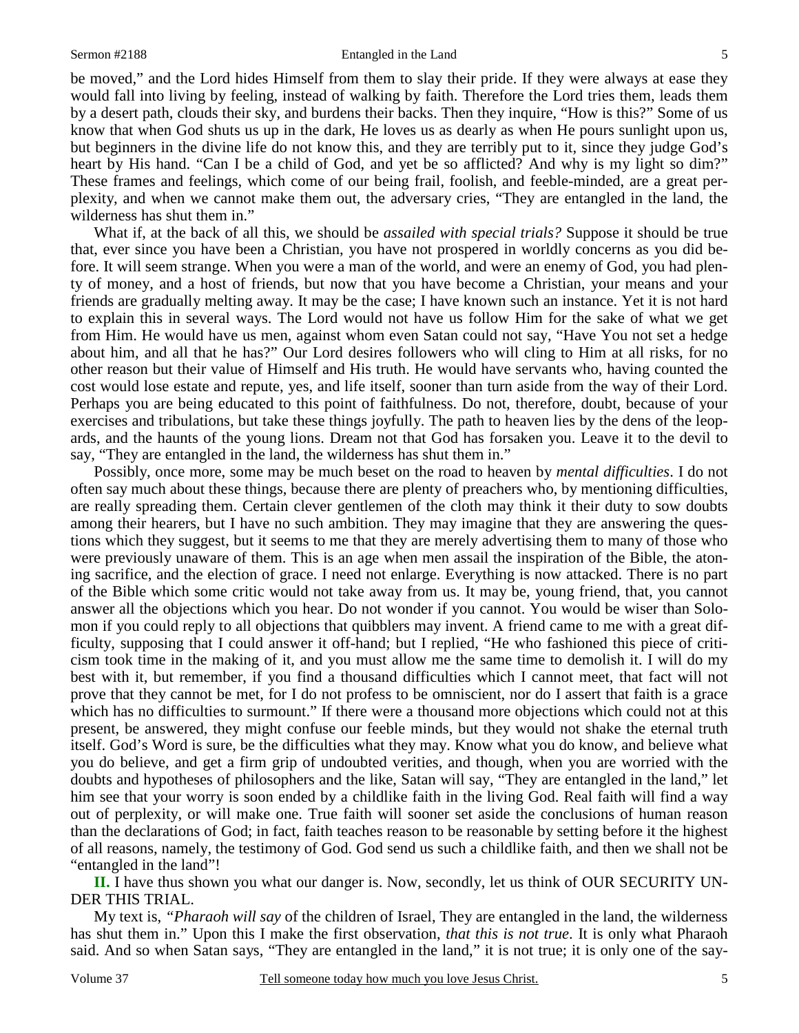be moved," and the Lord hides Himself from them to slay their pride. If they were always at ease they would fall into living by feeling, instead of walking by faith. Therefore the Lord tries them, leads them by a desert path, clouds their sky, and burdens their backs. Then they inquire, "How is this?" Some of us know that when God shuts us up in the dark, He loves us as dearly as when He pours sunlight upon us, but beginners in the divine life do not know this, and they are terribly put to it, since they judge God's heart by His hand. "Can I be a child of God, and yet be so afflicted? And why is my light so dim?" These frames and feelings, which come of our being frail, foolish, and feeble-minded, are a great perplexity, and when we cannot make them out, the adversary cries, "They are entangled in the land, the wilderness has shut them in."

What if, at the back of all this, we should be *assailed with special trials?* Suppose it should be true that, ever since you have been a Christian, you have not prospered in worldly concerns as you did before. It will seem strange. When you were a man of the world, and were an enemy of God, you had plenty of money, and a host of friends, but now that you have become a Christian, your means and your friends are gradually melting away. It may be the case; I have known such an instance. Yet it is not hard to explain this in several ways. The Lord would not have us follow Him for the sake of what we get from Him. He would have us men, against whom even Satan could not say, "Have You not set a hedge about him, and all that he has?" Our Lord desires followers who will cling to Him at all risks, for no other reason but their value of Himself and His truth. He would have servants who, having counted the cost would lose estate and repute, yes, and life itself, sooner than turn aside from the way of their Lord. Perhaps you are being educated to this point of faithfulness. Do not, therefore, doubt, because of your exercises and tribulations, but take these things joyfully. The path to heaven lies by the dens of the leopards, and the haunts of the young lions. Dream not that God has forsaken you. Leave it to the devil to say, "They are entangled in the land, the wilderness has shut them in."

Possibly, once more, some may be much beset on the road to heaven by *mental difficulties*. I do not often say much about these things, because there are plenty of preachers who, by mentioning difficulties, are really spreading them. Certain clever gentlemen of the cloth may think it their duty to sow doubts among their hearers, but I have no such ambition. They may imagine that they are answering the questions which they suggest, but it seems to me that they are merely advertising them to many of those who were previously unaware of them. This is an age when men assail the inspiration of the Bible, the atoning sacrifice, and the election of grace. I need not enlarge. Everything is now attacked. There is no part of the Bible which some critic would not take away from us. It may be, young friend, that, you cannot answer all the objections which you hear. Do not wonder if you cannot. You would be wiser than Solomon if you could reply to all objections that quibblers may invent. A friend came to me with a great difficulty, supposing that I could answer it off-hand; but I replied, "He who fashioned this piece of criticism took time in the making of it, and you must allow me the same time to demolish it. I will do my best with it, but remember, if you find a thousand difficulties which I cannot meet, that fact will not prove that they cannot be met, for I do not profess to be omniscient, nor do I assert that faith is a grace which has no difficulties to surmount." If there were a thousand more objections which could not at this present, be answered, they might confuse our feeble minds, but they would not shake the eternal truth itself. God's Word is sure, be the difficulties what they may. Know what you do know, and believe what you do believe, and get a firm grip of undoubted verities, and though, when you are worried with the doubts and hypotheses of philosophers and the like, Satan will say, "They are entangled in the land," let him see that your worry is soon ended by a childlike faith in the living God. Real faith will find a way out of perplexity, or will make one. True faith will sooner set aside the conclusions of human reason than the declarations of God; in fact, faith teaches reason to be reasonable by setting before it the highest of all reasons, namely, the testimony of God. God send us such a childlike faith, and then we shall not be "entangled in the land"!

**II.** I have thus shown you what our danger is. Now, secondly, let us think of OUR SECURITY UNDER THIS TRIAL.

My text is, *"Pharaoh will say* of the children of Israel, They are entangled in the land, the wilderness has shut them in." Upon this I make the first observation, *that this is not true*. It is only what Pharaoh said. And so when Satan says, "They are entangled in the land," it is not true; it is only one of the say-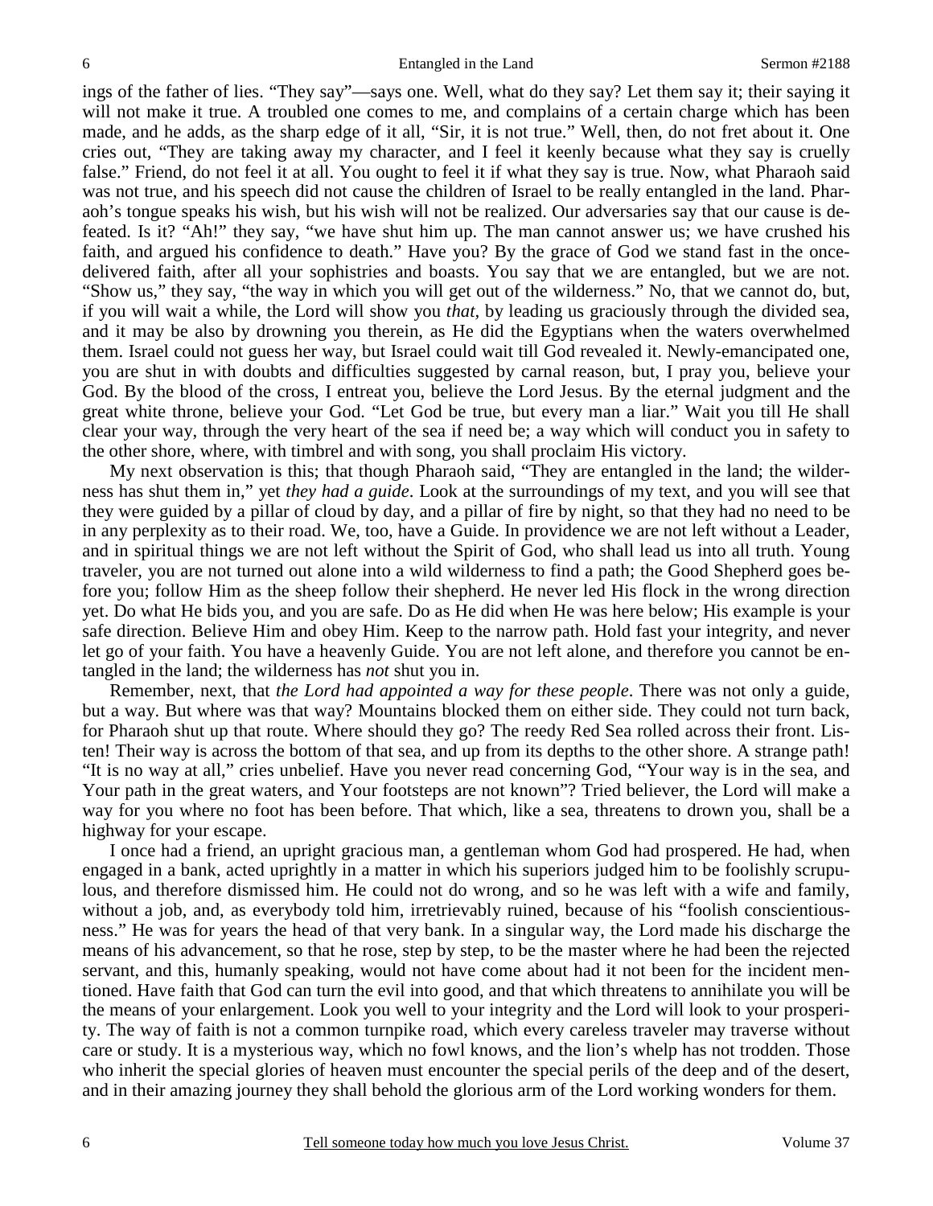ings of the father of lies. "They say"—says one. Well, what do they say? Let them say it; their saying it will not make it true. A troubled one comes to me, and complains of a certain charge which has been made, and he adds, as the sharp edge of it all, "Sir, it is not true." Well, then, do not fret about it. One cries out, "They are taking away my character, and I feel it keenly because what they say is cruelly false." Friend, do not feel it at all. You ought to feel it if what they say is true. Now, what Pharaoh said was not true, and his speech did not cause the children of Israel to be really entangled in the land. Pharaoh's tongue speaks his wish, but his wish will not be realized. Our adversaries say that our cause is defeated. Is it? "Ah!" they say, "we have shut him up. The man cannot answer us; we have crushed his faith, and argued his confidence to death." Have you? By the grace of God we stand fast in the once-delivered faith, after all your sophistries and boasts. You say that we are entangled, but we are not. "Show us," they say, "the way in which you will get out of the wilderness." No, that we cannot do, but, if you will wait a while, the Lord will show you *that*, by leading us graciously through the divided sea, and it may be also by drowning you therein, as He did the Egyptians when the waters overwhelmed them. Israel could not guess her way, but Israel could wait till God revealed it. Newly-emancipated one, you are shut in with doubts and difficulties suggested by carnal reason, but, I pray you, believe your God. By the blood of the cross, I entreat you, believe the Lord Jesus. By the eternal judgment and the great white throne, believe your God. "Let God be true, but every man a liar." Wait you till He shall clear your way, through the very heart of the sea if need be; a way which will conduct you in safety to the other shore, where, with timbrel and with song, you shall proclaim His victory.

My next observation is this; that though Pharaoh said, "They are entangled in the land; the wilderness has shut them in," yet *they had a guide*. Look at the surroundings of my text, and you will see that they were guided by a pillar of cloud by day, and a pillar of fire by night, so that they had no need to be in any perplexity as to their road. We, too, have a Guide. In providence we are not left without a Leader, and in spiritual things we are not left without the Spirit of God, who shall lead us into all truth. Young traveler, you are not turned out alone into a wild wilderness to find a path; the Good Shepherd goes before you; follow Him as the sheep follow their shepherd. He never led His flock in the wrong direction yet. Do what He bids you, and you are safe. Do as He did when He was here below; His example is your safe direction. Believe Him and obey Him. Keep to the narrow path. Hold fast your integrity, and never let go of your faith. You have a heavenly Guide. You are not left alone, and therefore you cannot be entangled in the land; the wilderness has *not* shut you in.

Remember, next, that *the Lord had appointed a way for these people*. There was not only a guide, but a way. But where was that way? Mountains blocked them on either side. They could not turn back, for Pharaoh shut up that route. Where should they go? The reedy Red Sea rolled across their front. Listen! Their way is across the bottom of that sea, and up from its depths to the other shore. A strange path! "It is no way at all," cries unbelief. Have you never read concerning God, "Your way is in the sea, and Your path in the great waters, and Your footsteps are not known"? Tried believer, the Lord will make a way for you where no foot has been before. That which, like a sea, threatens to drown you, shall be a highway for your escape.

I once had a friend, an upright gracious man, a gentleman whom God had prospered. He had, when engaged in a bank, acted uprightly in a matter in which his superiors judged him to be foolishly scrupulous, and therefore dismissed him. He could not do wrong, and so he was left with a wife and family, without a job, and, as everybody told him, irretrievably ruined, because of his "foolish conscientiousness." He was for years the head of that very bank. In a singular way, the Lord made his discharge the means of his advancement, so that he rose, step by step, to be the master where he had been the rejected servant, and this, humanly speaking, would not have come about had it not been for the incident mentioned. Have faith that God can turn the evil into good, and that which threatens to annihilate you will be the means of your enlargement. Look you well to your integrity and the Lord will look to your prosperity. The way of faith is not a common turnpike road, which every careless traveler may traverse without care or study. It is a mysterious way, which no fowl knows, and the lion's whelp has not trodden. Those who inherit the special glories of heaven must encounter the special perils of the deep and of the desert, and in their amazing journey they shall behold the glorious arm of the Lord working wonders for them.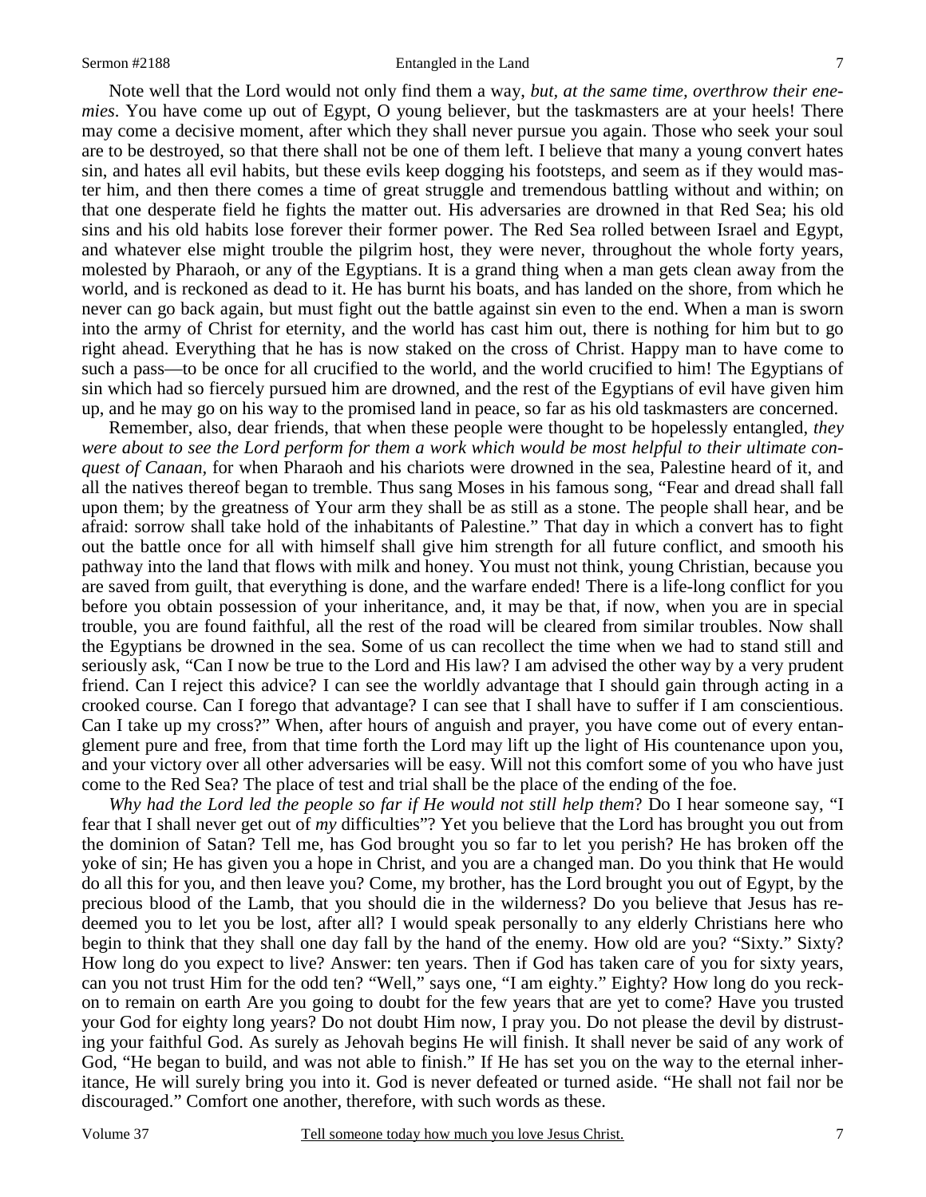Note well that the Lord would not only find them a way, *but, at the same time, overthrow their enemies*. You have come up out of Egypt, O young believer, but the taskmasters are at your heels! There may come a decisive moment, after which they shall never pursue you again. Those who seek your soul are to be destroyed, so that there shall not be one of them left. I believe that many a young convert hates sin, and hates all evil habits, but these evils keep dogging his footsteps, and seem as if they would master him, and then there comes a time of great struggle and tremendous battling without and within; on that one desperate field he fights the matter out. His adversaries are drowned in that Red Sea; his old sins and his old habits lose forever their former power. The Red Sea rolled between Israel and Egypt, and whatever else might trouble the pilgrim host, they were never, throughout the whole forty years, molested by Pharaoh, or any of the Egyptians. It is a grand thing when a man gets clean away from the world, and is reckoned as dead to it. He has burnt his boats, and has landed on the shore, from which he never can go back again, but must fight out the battle against sin even to the end. When a man is sworn into the army of Christ for eternity, and the world has cast him out, there is nothing for him but to go right ahead. Everything that he has is now staked on the cross of Christ. Happy man to have come to such a pass—to be once for all crucified to the world, and the world crucified to him! The Egyptians of sin which had so fiercely pursued him are drowned, and the rest of the Egyptians of evil have given him up, and he may go on his way to the promised land in peace, so far as his old taskmasters are concerned.

Remember, also, dear friends, that when these people were thought to be hopelessly entangled, *they were about to see the Lord perform for them a work which would be most helpful to their ultimate conquest of Canaan*, for when Pharaoh and his chariots were drowned in the sea, Palestine heard of it, and all the natives thereof began to tremble. Thus sang Moses in his famous song, "Fear and dread shall fall upon them; by the greatness of Your arm they shall be as still as a stone. The people shall hear, and be afraid: sorrow shall take hold of the inhabitants of Palestine." That day in which a convert has to fight out the battle once for all with himself shall give him strength for all future conflict, and smooth his pathway into the land that flows with milk and honey. You must not think, young Christian, because you are saved from guilt, that everything is done, and the warfare ended! There is a life-long conflict for you before you obtain possession of your inheritance, and, it may be that, if now, when you are in special trouble, you are found faithful, all the rest of the road will be cleared from similar troubles. Now shall the Egyptians be drowned in the sea. Some of us can recollect the time when we had to stand still and seriously ask, "Can I now be true to the Lord and His law? I am advised the other way by a very prudent friend. Can I reject this advice? I can see the worldly advantage that I should gain through acting in a crooked course. Can I forego that advantage? I can see that I shall have to suffer if I am conscientious. Can I take up my cross?" When, after hours of anguish and prayer, you have come out of every entanglement pure and free, from that time forth the Lord may lift up the light of His countenance upon you, and your victory over all other adversaries will be easy. Will not this comfort some of you who have just come to the Red Sea? The place of test and trial shall be the place of the ending of the foe.

*Why had the Lord led the people so far if He would not still help them*? Do I hear someone say, "I fear that I shall never get out of *my* difficulties"? Yet you believe that the Lord has brought you out from the dominion of Satan? Tell me, has God brought you so far to let you perish? He has broken off the yoke of sin; He has given you a hope in Christ, and you are a changed man. Do you think that He would do all this for you, and then leave you? Come, my brother, has the Lord brought you out of Egypt, by the precious blood of the Lamb, that you should die in the wilderness? Do you believe that Jesus has redeemed you to let you be lost, after all? I would speak personally to any elderly Christians here who begin to think that they shall one day fall by the hand of the enemy. How old are you? "Sixty." Sixty? How long do you expect to live? Answer: ten years. Then if God has taken care of you for sixty years, can you not trust Him for the odd ten? "Well," says one, "I am eighty." Eighty? How long do you reckon to remain on earth Are you going to doubt for the few years that are yet to come? Have you trusted your God for eighty long years? Do not doubt Him now, I pray you. Do not please the devil by distrusting your faithful God. As surely as Jehovah begins He will finish. It shall never be said of any work of God, "He began to build, and was not able to finish." If He has set you on the way to the eternal inheritance, He will surely bring you into it. God is never defeated or turned aside. "He shall not fail nor be discouraged." Comfort one another, therefore, with such words as these.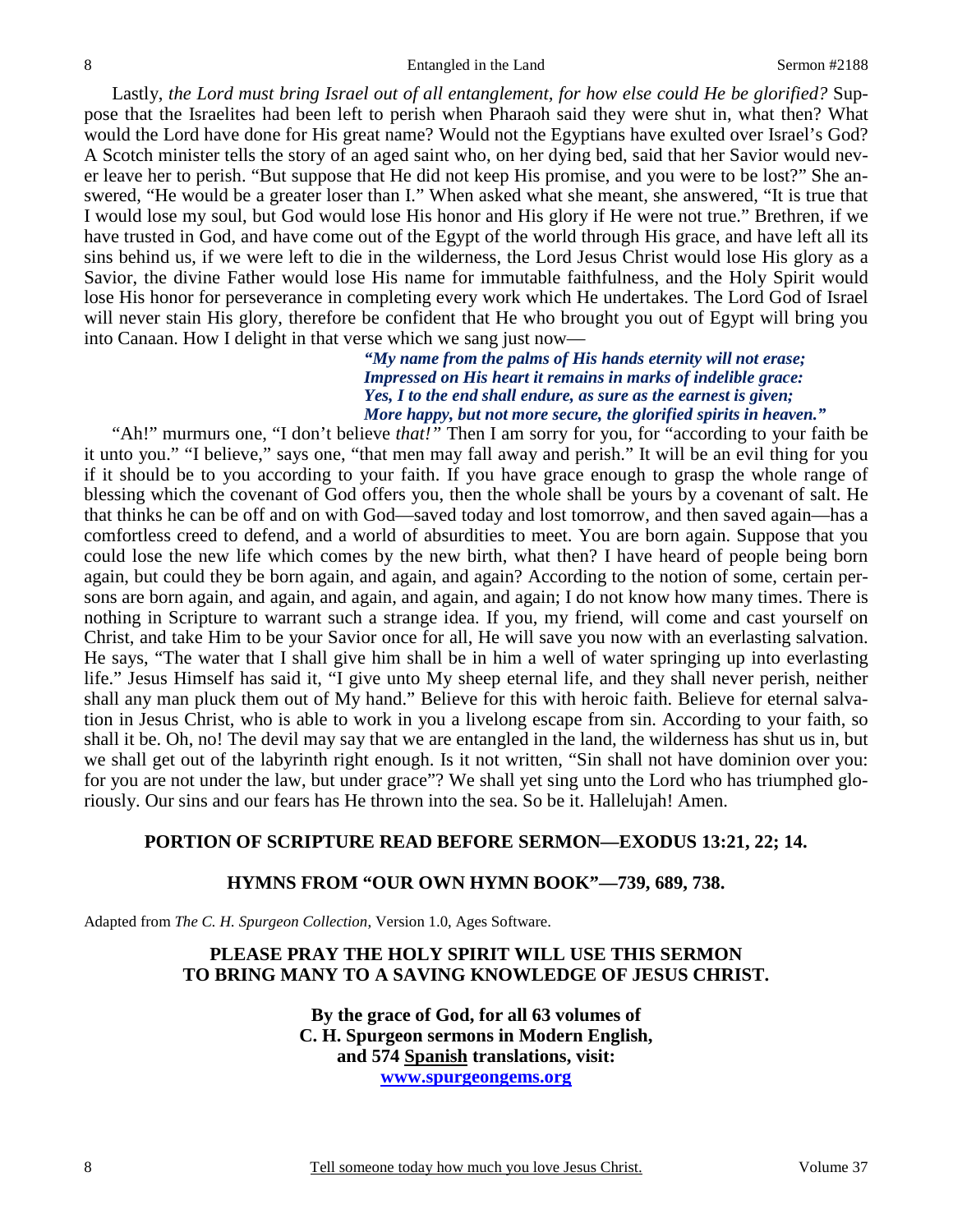Lastly, *the Lord must bring Israel out of all entanglement, for how else could He be glorified?* Suppose that the Israelites had been left to perish when Pharaoh said they were shut in, what then? What would the Lord have done for His great name? Would not the Egyptians have exulted over Israel's God? A Scotch minister tells the story of an aged saint who, on her dying bed, said that her Savior would never leave her to perish. "But suppose that He did not keep His promise, and you were to be lost?" She answered, "He would be a greater loser than I." When asked what she meant, she answered, "It is true that I would lose my soul, but God would lose His honor and His glory if He were not true." Brethren, if we have trusted in God, and have come out of the Egypt of the world through His grace, and have left all its sins behind us, if we were left to die in the wilderness, the Lord Jesus Christ would lose His glory as a Savior, the divine Father would lose His name for immutable faithfulness, and the Holy Spirit would lose His honor for perseverance in completing every work which He undertakes. The Lord God of Israel will never stain His glory, therefore be confident that He who brought you out of Egypt will bring you into Canaan. How I delight in that verse which we sang just now—

> ***"My name from the palms of His hands eternity will not erase;***
> ***Impressed on His heart it remains in marks of indelible grace:***
> ***Yes, I to the end shall endure, as sure as the earnest is given;***
> ***More happy, but not more secure, the glorified spirits in heaven."***

"Ah!" murmurs one, "I don't believe *that!"* Then I am sorry for you, for "according to your faith be it unto you." "I believe," says one, "that men may fall away and perish." It will be an evil thing for you if it should be to you according to your faith. If you have grace enough to grasp the whole range of blessing which the covenant of God offers you, then the whole shall be yours by a covenant of salt. He that thinks he can be off and on with God—saved today and lost tomorrow, and then saved again—has a comfortless creed to defend, and a world of absurdities to meet. You are born again. Suppose that you could lose the new life which comes by the new birth, what then? I have heard of people being born again, but could they be born again, and again, and again? According to the notion of some, certain persons are born again, and again, and again, and again, and again; I do not know how many times. There is nothing in Scripture to warrant such a strange idea. If you, my friend, will come and cast yourself on Christ, and take Him to be your Savior once for all, He will save you now with an everlasting salvation. He says, "The water that I shall give him shall be in him a well of water springing up into everlasting life." Jesus Himself has said it, "I give unto My sheep eternal life, and they shall never perish, neither shall any man pluck them out of My hand." Believe for this with heroic faith. Believe for eternal salvation in Jesus Christ, who is able to work in you a livelong escape from sin. According to your faith, so shall it be. Oh, no! The devil may say that we are entangled in the land, the wilderness has shut us in, but we shall get out of the labyrinth right enough. Is it not written, "Sin shall not have dominion over you: for you are not under the law, but under grace"? We shall yet sing unto the Lord who has triumphed gloriously. Our sins and our fears has He thrown into the sea. So be it. Hallelujah! Amen.

**PORTION OF SCRIPTURE READ BEFORE SERMON—EXODUS 13:21, 22; 14.**

**HYMNS FROM "OUR OWN HYMN BOOK"—739, 689, 738.**

Adapted from *The C. H. Spurgeon Collection*, Version 1.0, Ages Software.

**PLEASE PRAY THE HOLY SPIRIT WILL USE THIS SERMON TO BRING MANY TO A SAVING KNOWLEDGE OF JESUS CHRIST.**

**By the grace of God, for all 63 volumes of C. H. Spurgeon sermons in Modern English, and 574 Spanish translations, visit: www.spurgeongems.org**